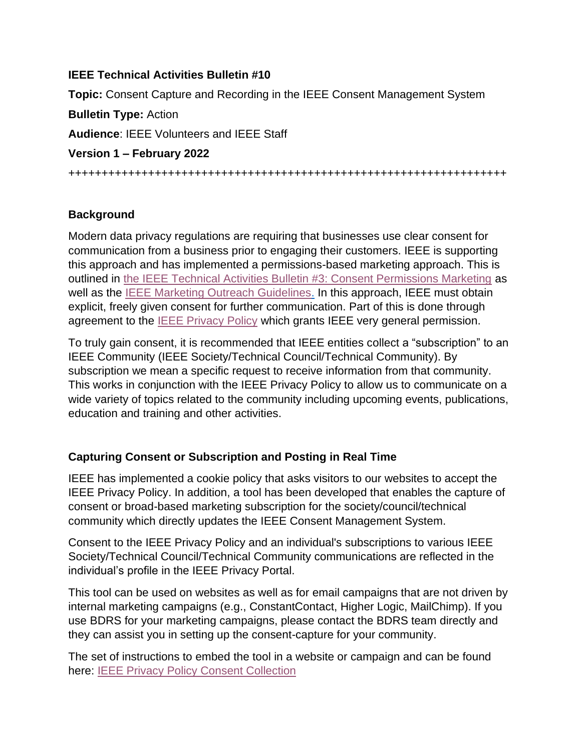**IEEE Technical Activities Bulletin #10**

**Topic:** Consent Capture and Recording in the IEEE Consent Management System

**Bulletin Type:** Action

**Audience**: IEEE Volunteers and IEEE Staff

**Version 1 – February 2022**

+++++++++++++++++++++++++++++++++++++++++++++++++++++++++++++++++++++

## Background

Modern data privacy regulations are requiring that businesses use clear consent for communication from a business prior to engaging their customers. IEEE is supporting this approach and has implemented a permissions-based marketing approach. This is outlined in the IEEE Technical Activities Bulletin #3: Consent Permissions Marketing as well as the IEEE Marketing Outreach Guidelines. In this approach, IEEE must obtain explicit, freely given consent for further communication. Part of this is done through agreement to the IEEE Privacy Policy which grants IEEE very general permission.

To truly gain consent, it is recommended that IEEE entities collect a "subscription" to an IEEE Community (IEEE Society/Technical Council/Technical Community). By subscription we mean a specific request to receive information from that community. This works in conjunction with the IEEE Privacy Policy to allow us to communicate on a wide variety of topics related to the community including upcoming events, publications, education and training and other activities.

## Capturing Consent or Subscription and Posting in Real Time

IEEE has implemented a cookie policy that asks visitors to our websites to accept the IEEE Privacy Policy. In addition, a tool has been developed that enables the capture of consent or broad-based marketing subscription for the society/council/technical community which directly updates the IEEE Consent Management System.

Consent to the IEEE Privacy Policy and an individual's subscriptions to various IEEE Society/Technical Council/Technical Community communications are reflected in the individual's profile in the IEEE Privacy Portal.

This tool can be used on websites as well as for email campaigns that are not driven by internal marketing campaigns (e.g., ConstantContact, Higher Logic, MailChimp). If you use BDRS for your marketing campaigns, please contact the BDRS team directly and they can assist you in setting up the consent-capture for your community.

The set of instructions to embed the tool in a website or campaign and can be found here: IEEE Privacy Policy Consent Collection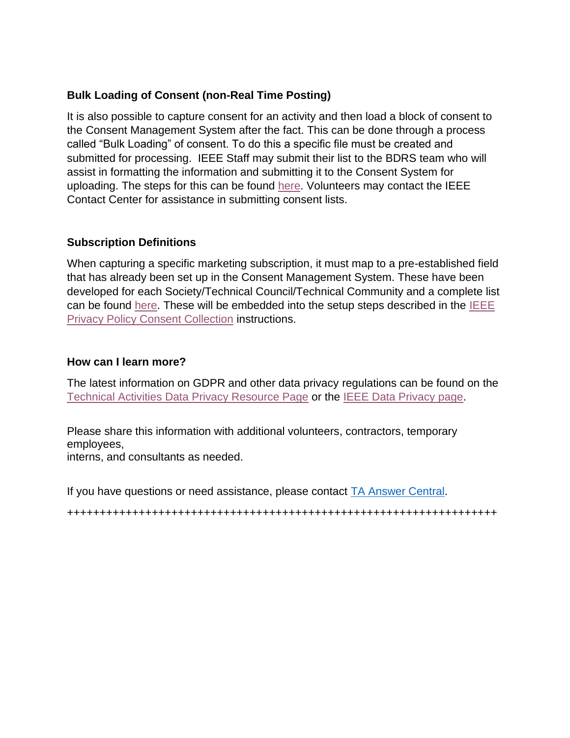**Bulk Loading of Consent (non-Real Time Posting)**

It is also possible to capture consent for an activity and then load a block of consent to the Consent Management System after the fact. This can be done through a process called "Bulk Loading" of consent. To do this a specific file must be created and submitted for processing. IEEE Staff may submit their list to the BDRS team who will assist in formatting the information and submitting it to the Consent System for uploading. The steps for this can be found here. Volunteers may contact the IEEE Contact Center for assistance in submitting consent lists.

**Subscription Definitions**

When capturing a specific marketing subscription, it must map to a pre-established field that has already been set up in the Consent Management System. These have been developed for each Society/Technical Council/Technical Community and a complete list can be found here. These will be embedded into the setup steps described in the IEEE Privacy Policy Consent Collection instructions.

**How can I learn more?**

The latest information on GDPR and other data privacy regulations can be found on the Technical Activities Data Privacy Resource Page or the IEEE Data Privacy page.

Please share this information with additional volunteers, contractors, temporary employees,
interns, and consultants as needed.

If you have questions or need assistance, please contact TA Answer Central.

++++++++++++++++++++++++++++++++++++++++++++++++++++++++++++++++++++++